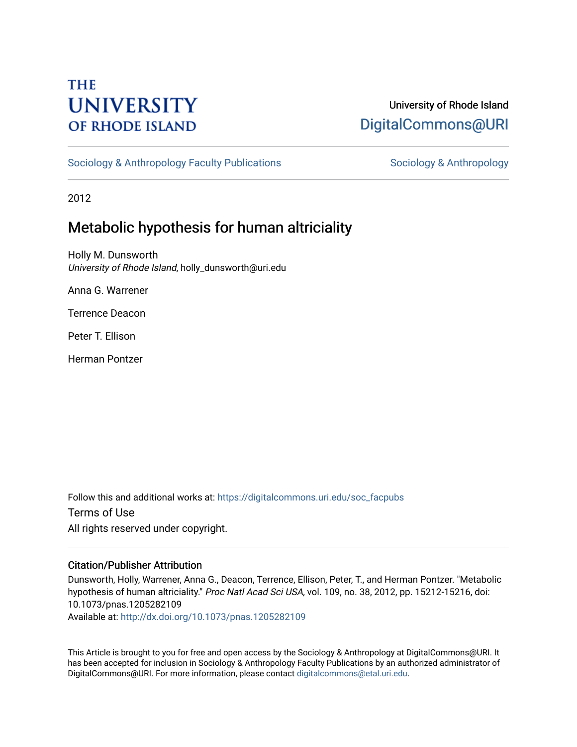THE UNIVERSITY OF RHODE ISLAND

University of Rhode Island
DigitalCommons@URI

Sociology & Anthropology Faculty Publications

Sociology & Anthropology

2012

# Metabolic hypothesis for human altriciality

Holly M. Dunsworth
*University of Rhode Island*, holly_dunsworth@uri.edu

Anna G. Warrener

Terrence Deacon

Peter T. Ellison

Herman Pontzer

Follow this and additional works at: https://digitalcommons.uri.edu/soc_facpubs

Terms of Use
All rights reserved under copyright.

## Citation/Publisher Attribution

Dunsworth, Holly, Warrener, Anna G., Deacon, Terrence, Ellison, Peter, T., and Herman Pontzer. "Metabolic hypothesis of human altriciality." *Proc Natl Acad Sci USA,* vol. 109, no. 38, 2012, pp. 15212-15216, doi: 10.1073/pnas.1205282109
Available at: http://dx.doi.org/10.1073/pnas.1205282109

This Article is brought to you for free and open access by the Sociology & Anthropology at DigitalCommons@URI. It has been accepted for inclusion in Sociology & Anthropology Faculty Publications by an authorized administrator of DigitalCommons@URI. For more information, please contact digitalcommons@etal.uri.edu.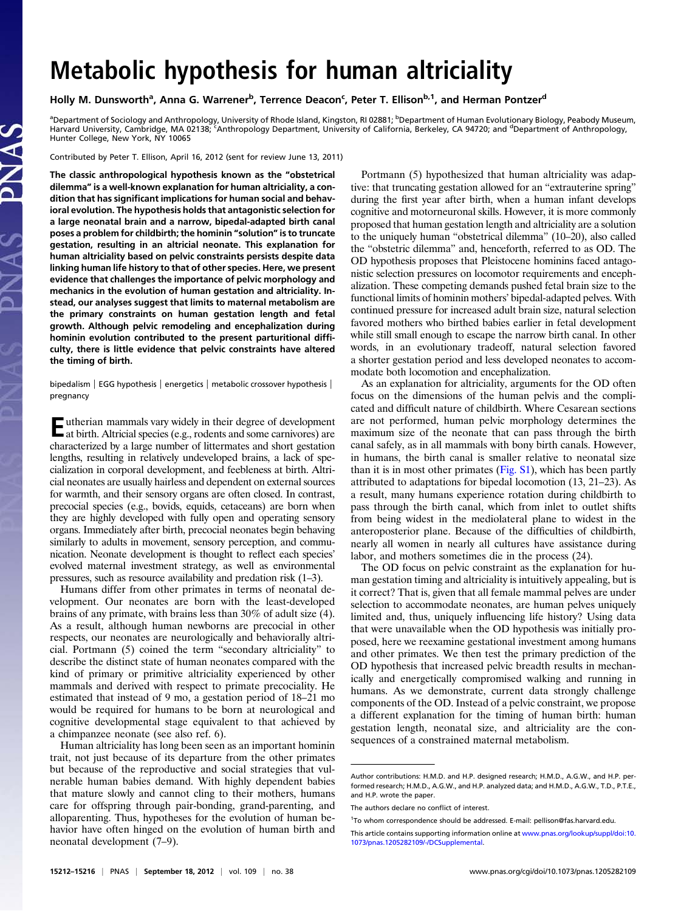# Metabolic hypothesis for human altriciality

Holly M. Dunsworth[a], Anna G. Warrener[b], Terrence Deacon[c], Peter T. Ellison[b,1], and Herman Pontzer[d]

[a]Department of Sociology and Anthropology, University of Rhode Island, Kingston, RI 02881; [b]Department of Human Evolutionary Biology, Peabody Museum, Harvard University, Cambridge, MA 02138; [c]Anthropology Department, University of California, Berkeley, CA 94720; and [d]Department of Anthropology, Hunter College, New York, NY 10065

Contributed by Peter T. Ellison, April 16, 2012 (sent for review June 13, 2011)

**The classic anthropological hypothesis known as the "obstetrical dilemma" is a well-known explanation for human altriciality, a condition that has significant implications for human social and behavioral evolution. The hypothesis holds that antagonistic selection for a large neonatal brain and a narrow, bipedal-adapted birth canal poses a problem for childbirth; the hominin "solution" is to truncate gestation, resulting in an altricial neonate. This explanation for human altriciality based on pelvic constraints persists despite data linking human life history to that of other species. Here, we present evidence that challenges the importance of pelvic morphology and mechanics in the evolution of human gestation and altriciality. Instead, our analyses suggest that limits to maternal metabolism are the primary constraints on human gestation length and fetal growth. Although pelvic remodeling and encephalization during hominin evolution contributed to the present parturitional difficulty, there is little evidence that pelvic constraints have altered the timing of birth.**

bipedalism | EGG hypothesis | energetics | metabolic crossover hypothesis | pregnancy

Eutherian mammals vary widely in their degree of development at birth. Altricial species (e.g., rodents and some carnivores) are characterized by a large number of littermates and short gestation lengths, resulting in relatively undeveloped brains, a lack of specialization in corporal development, and feebleness at birth. Altricial neonates are usually hairless and dependent on external sources for warmth, and their sensory organs are often closed. In contrast, precocial species (e.g., bovids, equids, cetaceans) are born when they are highly developed with fully open and operating sensory organs. Immediately after birth, precocial neonates begin behaving similarly to adults in movement, sensory perception, and communication. Neonate development is thought to reflect each species' evolved maternal investment strategy, as well as environmental pressures, such as resource availability and predation risk (1–3).

Humans differ from other primates in terms of neonatal development. Our neonates are born with the least-developed brains of any primate, with brains less than 30% of adult size (4). As a result, although human newborns are precocial in other respects, our neonates are neurologically and behaviorally altricial. Portmann (5) coined the term "secondary altriciality" to describe the distinct state of human neonates compared with the kind of primary or primitive altriciality experienced by other mammals and derived with respect to primate precociality. He estimated that instead of 9 mo, a gestation period of 18–21 mo would be required for humans to be born at neurological and cognitive developmental stage equivalent to that achieved by a chimpanzee neonate (see also ref. 6).

Human altriciality has long been seen as an important hominin trait, not just because of its departure from the other primates but because of the reproductive and social strategies that vulnerable human babies demand. With highly dependent babies that mature slowly and cannot cling to their mothers, humans care for offspring through pair-bonding, grand-parenting, and alloparenting. Thus, hypotheses for the evolution of human behavior have often hinged on the evolution of human birth and neonatal development (7–9).

Portmann (5) hypothesized that human altriciality was adaptive: that truncating gestation allowed for an "extrauterine spring" during the first year after birth, when a human infant develops cognitive and motorneuronal skills. However, it is more commonly proposed that human gestation length and altriciality are a solution to the uniquely human "obstetrical dilemma" (10–20), also called the "obstetric dilemma" and, henceforth, referred to as OD. The OD hypothesis proposes that Pleistocene hominins faced antagonistic selection pressures on locomotor requirements and encephalization. These competing demands pushed fetal brain size to the functional limits of hominin mothers' bipedal-adapted pelves. With continued pressure for increased adult brain size, natural selection favored mothers who birthed babies earlier in fetal development while still small enough to escape the narrow birth canal. In other words, in an evolutionary tradeoff, natural selection favored a shorter gestation period and less developed neonates to accommodate both locomotion and encephalization.

As an explanation for altriciality, arguments for the OD often focus on the dimensions of the human pelvis and the complicated and difficult nature of childbirth. Where Cesarean sections are not performed, human pelvic morphology determines the maximum size of the neonate that can pass through the birth canal safely, as in all mammals with bony birth canals. However, in humans, the birth canal is smaller relative to neonatal size than it is in most other primates (Fig. S1), which has been partly attributed to adaptations for bipedal locomotion (13, 21–23). As a result, many humans experience rotation during childbirth to pass through the birth canal, which from inlet to outlet shifts from being widest in the mediolateral plane to widest in the anteroposterior plane. Because of the difficulties of childbirth, nearly all women in nearly all cultures have assistance during labor, and mothers sometimes die in the process (24).

The OD focus on pelvic constraint as the explanation for human gestation timing and altriciality is intuitively appealing, but is it correct? That is, given that all female mammal pelves are under selection to accommodate neonates, are human pelves uniquely limited and, thus, uniquely influencing life history? Using data that were unavailable when the OD hypothesis was initially proposed, here we reexamine gestational investment among humans and other primates. We then test the primary prediction of the OD hypothesis that increased pelvic breadth results in mechanically and energetically compromised walking and running in humans. As we demonstrate, current data strongly challenge components of the OD. Instead of a pelvic constraint, we propose a different explanation for the timing of human birth: human gestation length, neonatal size, and altriciality are the consequences of a constrained maternal metabolism.

Author contributions: H.M.D. and H.P. designed research; H.M.D., A.G.W., and H.P. performed research; H.M.D., A.G.W., and H.P. analyzed data; and H.M.D., A.G.W., T.D., P.T.E., and H.P. wrote the paper.

The authors declare no conflict of interest.

[1]To whom correspondence should be addressed. E-mail: pellison@fas.harvard.edu.

This article contains supporting information online at www.pnas.org/lookup/suppl/doi:10.1073/pnas.1205282109/-/DCSupplemental.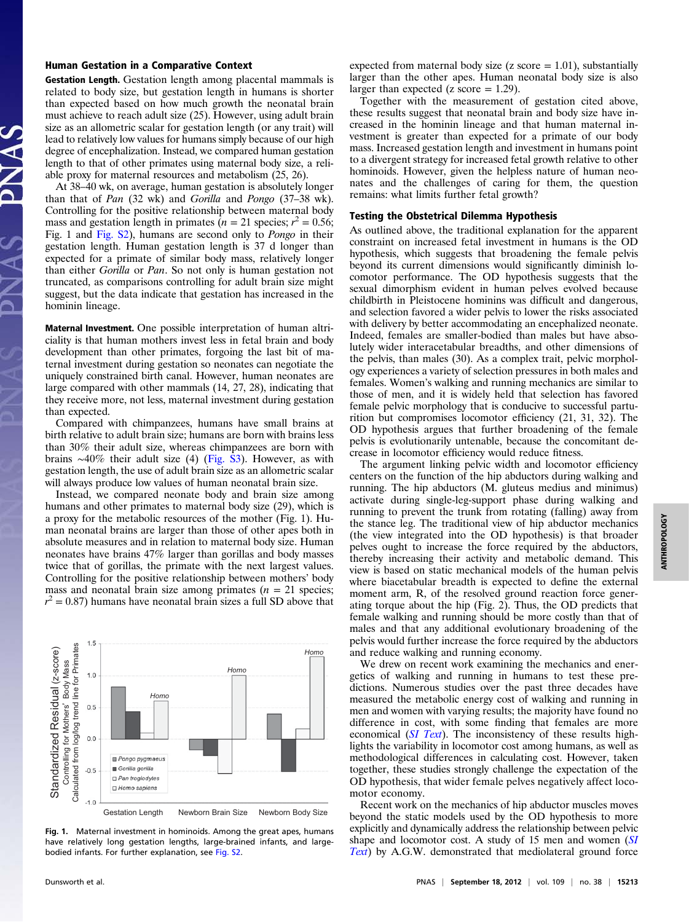## Human Gestation in a Comparative Context

**Gestation Length.** Gestation length among placental mammals is related to body size, but gestation length in humans is shorter than expected based on how much growth the neonatal brain must achieve to reach adult size (25). However, using adult brain size as an allometric scalar for gestation length (or any trait) will lead to relatively low values for humans simply because of our high degree of encephalization. Instead, we compared human gestation length to that of other primates using maternal body size, a reliable proxy for maternal resources and metabolism (25, 26).

At 38–40 wk, on average, human gestation is absolutely longer than that of *Pan* (32 wk) and *Gorilla* and *Pongo* (37–38 wk). Controlling for the positive relationship between maternal body mass and gestation length in primates ($n = 21$ species; $r^2 = 0.56$; Fig. 1 and Fig. S2), humans are second only to *Pongo* in their gestation length. Human gestation length is 37 d longer than expected for a primate of similar body mass, relatively longer than either *Gorilla* or *Pan*. So not only is human gestation not truncated, as comparisons controlling for adult brain size might suggest, but the data indicate that gestation has increased in the hominin lineage.

**Maternal Investment.** One possible interpretation of human altriciality is that human mothers invest less in fetal brain and body development than other primates, forgoing the last bit of maternal investment during gestation so neonates can negotiate the uniquely constrained birth canal. However, human neonates are large compared with other mammals (14, 27, 28), indicating that they receive more, not less, maternal investment during gestation than expected.

Compared with chimpanzees, humans have small brains at birth relative to adult brain size; humans are born with brains less than 30% their adult size, whereas chimpanzees are born with brains ~40% their adult size (4) (Fig. S3). However, as with gestation length, the use of adult brain size as an allometric scalar will always produce low values of human neonatal brain size.

Instead, we compared neonate body and brain size among humans and other primates to maternal body size (29), which is a proxy for the metabolic resources of the mother (Fig. 1). Human neonatal brains are larger than those of other apes both in absolute measures and in relation to maternal body size. Human neonates have brains 47% larger than gorillas and body masses twice that of gorillas, the primate with the next largest values. Controlling for the positive relationship between mothers' body mass and neonatal brain size among primates ($n = 21$ species; $r^2 = 0.87$) humans have neonatal brain sizes a full SD above that expected from maternal body size (z score = 1.01), substantially larger than the other apes. Human neonatal body size is also larger than expected (z score = 1.29).

Standardized Residual (z-score)
Controlling for Mothers' Body Mass
Calculated from log/log trend line for Primates
1.5
1.0
0.5
0.0
-0.5
-1.0
Homo
Homo
Homo
Pongo pygmaeus
Gorilla gorilla
Pan troglodytes
Homo sapiens
Gestation Length
Newborn Brain Size
Newborn Body Size

**Fig. 1.** Maternal investment in hominoids. Among the great apes, humans have relatively long gestation lengths, large-brained infants, and large-bodied infants. For further explanation, see Fig. S2.

Together with the measurement of gestation cited above, these results suggest that neonatal brain and body size have increased in the hominin lineage and that human maternal investment is greater than expected for a primate of our body mass. Increased gestation length and investment in humans point to a divergent strategy for increased fetal growth relative to other hominoids. However, given the helpless nature of human neonates and the challenges of caring for them, the question remains: what limits further fetal growth?

## Testing the Obstetrical Dilemma Hypothesis

As outlined above, the traditional explanation for the apparent constraint on increased fetal investment in humans is the OD hypothesis, which suggests that broadening the female pelvis beyond its current dimensions would significantly diminish locomotor performance. The OD hypothesis suggests that the sexual dimorphism evident in human pelves evolved because childbirth in Pleistocene hominins was difficult and dangerous, and selection favored a wider pelvis to lower the risks associated with delivery by better accommodating an encephalized neonate. Indeed, females are smaller-bodied than males but have absolutely wider interacetabular breadths, and other dimensions of the pelvis, than males (30). As a complex trait, pelvic morphology experiences a variety of selection pressures in both males and females. Women's walking and running mechanics are similar to those of men, and it is widely held that selection has favored female pelvic morphology that is conducive to successful parturition but compromises locomotor efficiency (21, 31, 32). The OD hypothesis argues that further broadening of the female pelvis is evolutionarily untenable, because the concomitant decrease in locomotor efficiency would reduce fitness.

The argument linking pelvic width and locomotor efficiency centers on the function of the hip abductors during walking and running. The hip abductors (M. gluteus medius and minimus) activate during single-leg-support phase during walking and running to prevent the trunk from rotating (falling) away from the stance leg. The traditional view of hip abductor mechanics (the view integrated into the OD hypothesis) is that broader pelves ought to increase the force required by the abductors, thereby increasing their activity and metabolic demand. This view is based on static mechanical models of the human pelvis where biacetabular breadth is expected to define the external moment arm, R, of the resolved ground reaction force generating torque about the hip (Fig. 2). Thus, the OD predicts that female walking and running should be more costly than that of males and that any additional evolutionary broadening of the pelvis would further increase the force required by the abductors and reduce walking and running economy.

We drew on recent work examining the mechanics and energetics of walking and running in humans to test these predictions. Numerous studies over the past three decades have measured the metabolic energy cost of walking and running in men and women with varying results; the majority have found no difference in cost, with some finding that females are more economical (*SI Text*). The inconsistency of these results highlights the variability in locomotor cost among humans, as well as methodological differences in calculating cost. However, taken together, these studies strongly challenge the expectation of the OD hypothesis, that wider female pelves negatively affect locomotor economy.

Recent work on the mechanics of hip abductor muscles moves beyond the static models used by the OD hypothesis to more explicitly and dynamically address the relationship between pelvic shape and locomotor cost. A study of 15 men and women (*SI Text*) by A.G.W. demonstrated that mediolateral ground force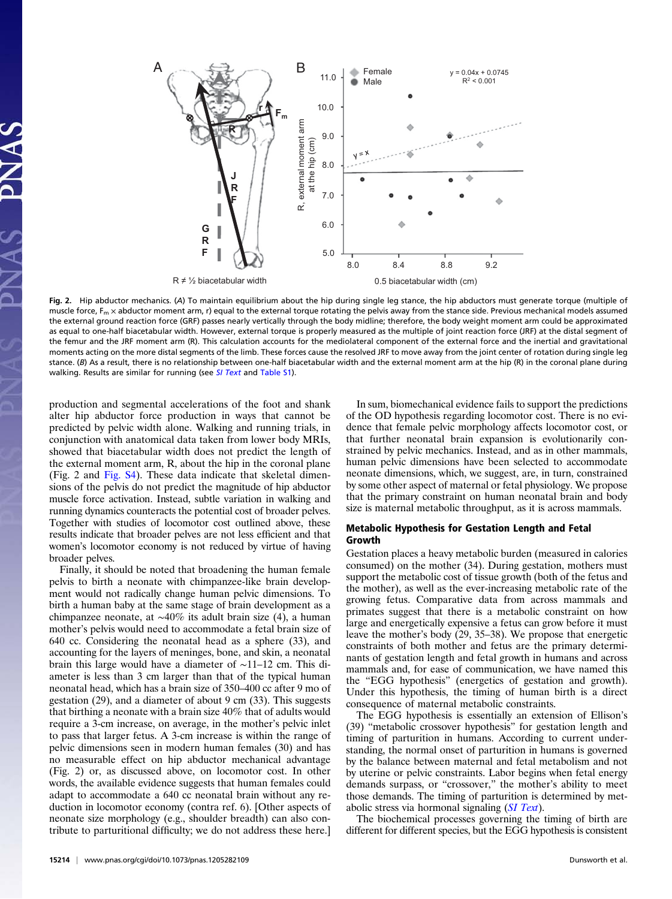Fig. 2. Hip abductor mechanics. (*A*) To maintain equilibrium about the hip during single leg stance, the hip abductors must generate torque (multiple of muscle force, $F_m \times$ abductor moment arm, r) equal to the external torque rotating the pelvis away from the stance side. Previous mechanical models assumed the external ground reaction force (GRF) passes nearly vertically through the body midline; therefore, the body weight moment arm could be approximated as equal to one-half biacetabular width. However, external torque is properly measured as the multiple of joint reaction force (JRF) at the distal segment of the femur and the JRF moment arm (R). This calculation accounts for the mediolateral component of the external force and the inertial and gravitational moments acting on the more distal segments of the limb. These forces cause the resolved JRF to move away from the joint center of rotation during single leg stance. (*B*) As a result, there is no relationship between one-half biacetabular width and the external moment arm at the hip (R) in the coronal plane during walking. Results are similar for running (see *SI Text* and Table S1).

production and segmental accelerations of the foot and shank alter hip abductor force production in ways that cannot be predicted by pelvic width alone. Walking and running trials, in conjunction with anatomical data taken from lower body MRIs, showed that biacetabular width does not predict the length of the external moment arm, R, about the hip in the coronal plane (Fig. 2 and Fig. S4). These data indicate that skeletal dimensions of the pelvis do not predict the magnitude of hip abductor muscle force activation. Instead, subtle variation in walking and running dynamics counteracts the potential cost of broader pelves. Together with studies of locomotor cost outlined above, these results indicate that broader pelves are not less efficient and that women's locomotor economy is not reduced by virtue of having broader pelves.

Finally, it should be noted that broadening the human female pelvis to birth a neonate with chimpanzee-like brain development would not radically change human pelvic dimensions. To birth a human baby at the same stage of brain development as a chimpanzee neonate, at ~40% its adult brain size (4), a human mother's pelvis would need to accommodate a fetal brain size of 640 cc. Considering the neonatal head as a sphere (33), and accounting for the layers of meninges, bone, and skin, a neonatal brain this large would have a diameter of ~11–12 cm. This diameter is less than 3 cm larger than that of the typical human neonatal head, which has a brain size of 350–400 cc after 9 mo of gestation (29), and a diameter of about 9 cm (33). This suggests that birthing a neonate with a brain size 40% that of adults would require a 3-cm increase, on average, in the mother's pelvic inlet to pass that larger fetus. A 3-cm increase is within the range of pelvic dimensions seen in modern human females (30) and has no measurable effect on hip abductor mechanical advantage (Fig. 2) or, as discussed above, on locomotor cost. In other words, the available evidence suggests that human females could adapt to accommodate a 640 cc neonatal brain without any reduction in locomotor economy (contra ref. 6). [Other aspects of neonate size morphology (e.g., shoulder breadth) can also contribute to parturitional difficulty; we do not address these here.]

In sum, biomechanical evidence fails to support the predictions of the OD hypothesis regarding locomotor cost. There is no evidence that female pelvic morphology affects locomotor cost, or that further neonatal brain expansion is evolutionarily constrained by pelvic mechanics. Instead, and as in other mammals, human pelvic dimensions have been selected to accommodate neonate dimensions, which, we suggest, are, in turn, constrained by some other aspect of maternal or fetal physiology. We propose that the primary constraint on human neonatal brain and body size is maternal metabolic throughput, as it is across mammals.

## Metabolic Hypothesis for Gestation Length and Fetal Growth

Gestation places a heavy metabolic burden (measured in calories consumed) on the mother (34). During gestation, mothers must support the metabolic cost of tissue growth (both of the fetus and the mother), as well as the ever-increasing metabolic rate of the growing fetus. Comparative data from across mammals and primates suggest that there is a metabolic constraint on how large and energetically expensive a fetus can grow before it must leave the mother's body (29, 35–38). We propose that energetic constraints of both mother and fetus are the primary determinants of gestation length and fetal growth in humans and across mammals and, for ease of communication, we have named this the "EGG hypothesis" (energetics of gestation and growth). Under this hypothesis, the timing of human birth is a direct consequence of maternal metabolic constraints.

The EGG hypothesis is essentially an extension of Ellison's (39) "metabolic crossover hypothesis" for gestation length and timing of parturition in humans. According to current understanding, the normal onset of parturition in humans is governed by the balance between maternal and fetal metabolism and not by uterine or pelvic constraints. Labor begins when fetal energy demands surpass, or "crossover," the mother's ability to meet those demands. The timing of parturition is determined by metabolic stress via hormonal signaling (*SI Text*).

The biochemical processes governing the timing of birth are different for different species, but the EGG hypothesis is consistent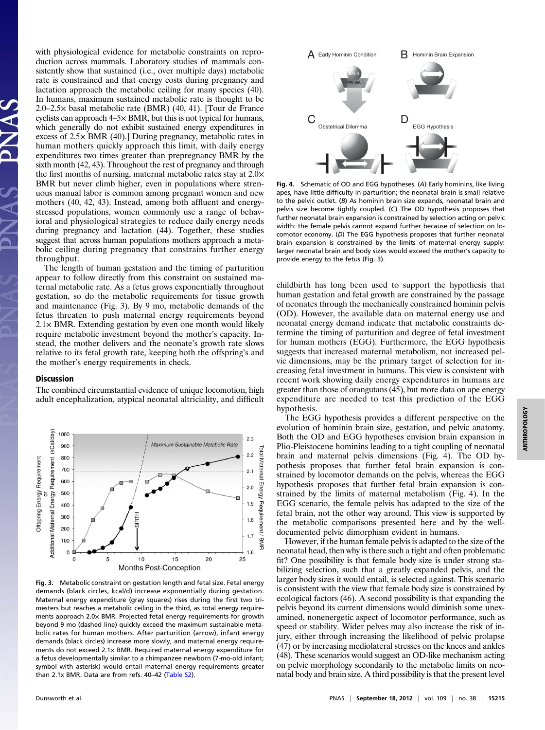with physiological evidence for metabolic constraints on reproduction across mammals. Laboratory studies of mammals consistently show that sustained (i.e., over multiple days) metabolic rate is constrained and that energy costs during pregnancy and lactation approach the metabolic ceiling for many species (40). In humans, maximum sustained metabolic rate is thought to be 2.0–2.5× basal metabolic rate (BMR) (40, 41). [Tour de France cyclists can approach 4–5× BMR, but this is not typical for humans, which generally do not exhibit sustained energy expenditures in excess of 2.5× BMR (40).] During pregnancy, metabolic rates in human mothers quickly approach this limit, with daily energy expenditures two times greater than prepregnancy BMR by the sixth month (42, 43). Throughout the rest of pregnancy and through the first months of nursing, maternal metabolic rates stay at 2.0× BMR but never climb higher, even in populations where strenuous manual labor is common among pregnant women and new mothers (40, 42, 43). Instead, among both affluent and energy-stressed populations, women commonly use a range of behavioral and physiological strategies to reduce daily energy needs during pregnancy and lactation (44). Together, these studies suggest that across human populations mothers approach a metabolic ceiling during pregnancy that constrains further energy throughput.

The length of human gestation and the timing of parturition appear to follow directly from this constraint on sustained maternal metabolic rate. As a fetus grows exponentially throughout gestation, so do the metabolic requirements for tissue growth and maintenance (Fig. 3). By 9 mo, metabolic demands of the fetus threaten to push maternal energy requirements beyond 2.1× BMR. Extending gestation by even one month would likely require metabolic investment beyond the mother's capacity. Instead, the mother delivers and the neonate's growth rate slows relative to its fetal growth rate, keeping both the offspring's and the mother's energy requirements in check.

## Discussion

The combined circumstantial evidence of unique locomotion, high adult encephalization, atypical neonatal altriciality, and difficult childbirth has long been used to support the hypothesis that human gestation and fetal growth are constrained by the passage of neonates through the mechanically constrained hominin pelvis (OD). However, the available data on maternal energy use and neonatal energy demand indicate that metabolic constraints determine the timing of parturition and degree of fetal investment for human mothers (EGG). Furthermore, the EGG hypothesis suggests that increased maternal metabolism, not increased pelvic dimensions, may be the primary target of selection for increasing fetal investment in humans. This view is consistent with recent work showing daily energy expenditures in humans are greater than those of orangutans (45), but more data on ape energy expenditure are needed to test this prediction of the EGG hypothesis.

Fig. 3. Metabolic constraint on gestation length and fetal size. Fetal energy demands (black circles, kcal/d) increase exponentially during gestation. Maternal energy expenditure (gray squares) rises during the first two trimesters but reaches a metabolic ceiling in the third, as total energy requirements approach 2.0× BMR. Projected fetal energy requirements for growth beyond 9 mo (dashed line) quickly exceed the maximum sustainable metabolic rates for human mothers. After parturition (arrow), infant energy demands (black circles) increase more slowly, and maternal energy requirements do not exceed 2.1× BMR. Required maternal energy expenditure for a fetus developmentally similar to a chimpanzee newborn (7-mo-old infant; symbol with asterisk) would entail maternal energy requirements greater than 2.1x BMR. Data are from refs. 40–42 (Table S2).

Fig. 4. Schematic of OD and EGG hypotheses. (*A*) Early hominins, like living apes, have little difficulty in parturition; the neonatal brain is small relative to the pelvic outlet. (*B*) As hominin brain size expands, neonatal brain and pelvis size become tightly coupled. (*C*) The OD hypothesis proposes that further neonatal brain expansion is constrained by selection acting on pelvic width: the female pelvis cannot expand further because of selection on locomotor economy. (*D*) The EGG hypothesis proposes that further neonatal brain expansion is constrained by the limits of maternal energy supply: larger neonatal brain and body sizes would exceed the mother's capacity to provide energy to the fetus (Fig. 3).

The EGG hypothesis provides a different perspective on the evolution of hominin brain size, gestation, and pelvic anatomy. Both the OD and EGG hypotheses envision brain expansion in Plio-Pleistocene hominins leading to a tight coupling of neonatal brain and maternal pelvis dimensions (Fig. 4). The OD hypothesis proposes that further fetal brain expansion is constrained by locomotor demands on the pelvis, whereas the EGG hypothesis proposes that further fetal brain expansion is constrained by the limits of maternal metabolism (Fig. 4). In the EGG scenario, the female pelvis has adapted to the size of the fetal brain, not the other way around. This view is supported by the metabolic comparisons presented here and by the well-documented pelvic dimorphism evident in humans.

However, if the human female pelvis is adapted to the size of the neonatal head, then why is there such a tight and often problematic fit? One possibility is that female body size is under strong stabilizing selection, such that a greatly expanded pelvis, and the larger body sizes it would entail, is selected against. This scenario is consistent with the view that female body size is constrained by ecological factors (46). A second possibility is that expanding the pelvis beyond its current dimensions would diminish some unexamined, nonenergetic aspect of locomotor performance, such as speed or stability. Wider pelves may also increase the risk of injury, either through increasing the likelihood of pelvic prolapse (47) or by increasing mediolateral stresses on the knees and ankles (48). These scenarios would suggest an OD-like mechanism acting on pelvic morphology secondarily to the metabolic limits on neonatal body and brain size. A third possibility is that the present level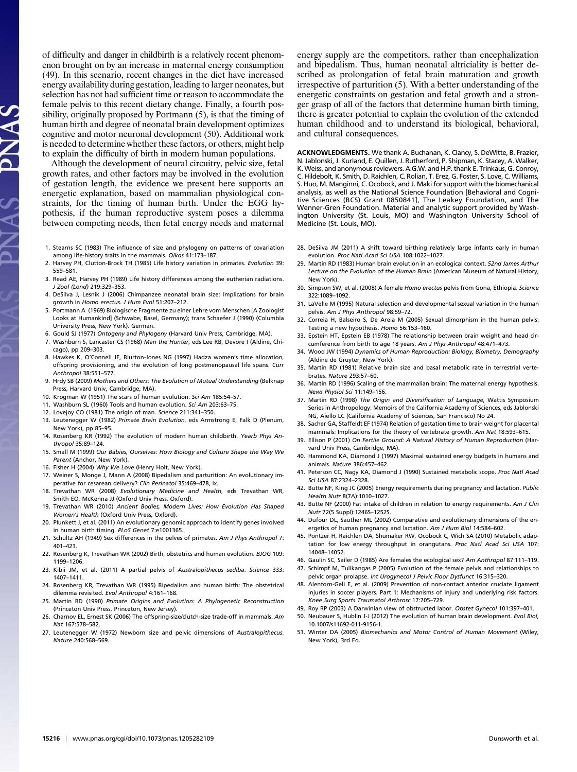of difficulty and danger in childbirth is a relatively recent phenomenon brought on by an increase in maternal energy consumption (49). In this scenario, recent changes in the diet have increased energy availability during gestation, leading to larger neonates, but selection has not had sufficient time or reason to accommodate the female pelvis to this recent dietary change. Finally, a fourth possibility, originally proposed by Portmann (5), is that the timing of human birth and degree of neonatal brain development optimizes cognitive and motor neuronal development (50). Additional work is needed to determine whether these factors, or others, might help to explain the difficulty of birth in modern human populations.

Although the development of neural circuitry, pelvic size, fetal growth rates, and other factors may be involved in the evolution of gestation length, the evidence we present here supports an energetic explanation, based on mammalian physiological constraints, for the timing of human birth. Under the EGG hypothesis, if the human reproductive system poses a dilemma between competing needs, then fetal energy needs and maternal energy supply are the competitors, rather than encephalization and bipedalism. Thus, human neonatal altriciality is better described as prolongation of fetal brain maturation and growth irrespective of parturition (5). With a better understanding of the energetic constraints on gestation and fetal growth and a stronger grasp of all of the factors that determine human birth timing, there is greater potential to explain the evolution of the extended human childhood and to understand its biological, behavioral, and cultural consequences.

**ACKNOWLEDGMENTS.** We thank A. Buchanan, K. Clancy, S. DeWitte, B. Frazier, N. Jablonski, J. Kurland, E. Quillen, J. Rutherford, P. Shipman, K. Stacey, A. Walker, K. Weiss, and anonymous reviewers. A.G.W. and H.P. thank E. Trinkaus, G. Conroy, C. Hildebolt, K. Smith, D. Raichlen, C. Rolian, T. Erez, G. Foster, S. Love, C. Williams, S. Huo, M. Manginni, C. Ocobock, and J. Maki for support with the biomechanical analysis, as well as the National Science Foundation [Behavioral and Cognitive Sciences (BCS) Grant 0850841], The Leakey Foundation, and The Wenner-Gren Foundation. Material and analytic support provided by Washington University (St. Louis, MO) and Washington University School of Medicine (St. Louis, MO).

1. Stearns SC (1983) The influence of size and phylogeny on patterns of covariation among life-history traits in the mammals. *Oikos* 41:173–187.
2. Harvey PH, Clutton-Brock TH (1985) Life history variation in primates. *Evolution* 39: 559–581.
3. Read AE, Harvey PH (1989) Life history differences among the eutherian radiations. *J Zool (Lond)* 219:329–353.
4. DeSilva J, Lesnik J (2006) Chimpanzee neonatal brain size: Implications for brain growth in *Homo erectus*. *J Hum Evol* 51:207–212.
5. Portmann A (1969) Biologische Fragmente zu einer Lehre vom Menschen [A Zoologist Looks at Humankind] (Schwabe, Basel, Germany); trans Schaefer J (1990) (Columbia University Press, New York). German.
6. Gould SJ (1977) *Ontogeny and Phylogeny* (Harvard Univ Press, Cambridge, MA).
7. Washburn S, Lancaster CS (1968) *Man the Hunter*, eds Lee RB, Devore I (Aldine, Chicago), pp 209–303.
8. Hawkes K, O'Connell JF, Blurton-Jones NG (1997) Hadza women's time allocation, offspring provisioning, and the evolution of long postmenopausal life spans. *Curr Anthropol* 38:551–577.
9. Hrdy SB (2009) *Mothers and Others: The Evolution of Mutual Understanding* (Belknap Press, Harvard Univ, Cambridge, MA).
10. Krogman W (1951) The scars of human evolution. *Sci Am* 185:54–57.
11. Washburn SL (1960) Tools and human evolution. *Sci Am* 203:63–75.
12. Lovejoy CO (1981) The origin of man. *Science* 211:341–350.
13. Leutenegger W (1982) *Primate Brain Evolution*, eds Armstrong E, Falk D (Plenum, New York), pp 85–95.
14. Rosenberg KR (1992) The evolution of modern human childbirth. *Yearb Phys Anthropol* 35:89–124.
15. Small M (1999) *Our Babies, Ourselves: How Biology and Culture Shape the Way We Parent* (Anchor, New York).
16. Fisher H (2004) *Why We Love* (Henry Holt, New York).
17. Weiner S, Monge J, Mann A (2008) Bipedalism and parturition: An evolutionary imperative for cesarean delivery? *Clin Perinatol* 35:469–478, ix.
18. Trevathan WR (2008) *Evolutionary Medicine and Health*, eds Trevathan WR, Smith EO, McKenna JJ (Oxford Univ Press, Oxford).
19. Trevathan WR (2010) *Ancient Bodies, Modern Lives: How Evolution Has Shaped Women's Health* (Oxford Univ Press, Oxford).
20. Plunkett J, et al. (2011) An evolutionary genomic approach to identify genes involved in human birth timing. *PLoS Genet* 7:e1001365.
21. Schultz AH (1949) Sex differences in the pelves of primates. *Am J Phys Anthropol* 7: 401–423.
22. Rosenberg K, Trevathan WR (2002) Birth, obstetrics and human evolution. *BJOG* 109: 1199–1206.
23. Kibii JM, et al. (2011) A partial pelvis of *Australopithecus sediba*. *Science* 333: 1407–1411.
24. Rosenberg KR, Trevathan WR (1995) Bipedalism and human birth: The obstetrical dilemma revisited. *Evol Anthropol* 4:161–168.
25. Martin RD (1990) *Primate Origins and Evolution: A Phylogenetic Reconstruction* (Princeton Univ Press, Princeton, New Jersey).
26. Charnov EL, Ernest SK (2006) The offspring-size/clutch-size trade-off in mammals. *Am Nat* 167:578–582.
27. Leutenegger W (1972) Newborn size and pelvic dimensions of *Australopithecus*. *Nature* 240:568–569.
28. DeSilva JM (2011) A shift toward birthing relatively large infants early in human evolution. *Proc Natl Acad Sci USA* 108:1022–1027.
29. Martin RD (1983) Human brain evolution in an ecological context. *52nd James Arthur Lecture on the Evolution of the Human Brain* (American Museum of Natural History, New York).
30. Simpson SW, et al. (2008) A female *Homo erectus* pelvis from Gona, Ethiopia. *Science* 322:1089–1092.
31. LaVelle M (1995) Natural selection and developmental sexual variation in the human pelvis. *Am J Phys Anthropol* 98:59–72.
32. Correia H, Balseiro S, De Areia M (2005) Sexual dimorphism in the human pelvis: Testing a new hypothesis. *Homo* 56:153–160.
33. Epstein HT, Epstein EB (1978) The relationship between brain weight and head circumference from birth to age 18 years. *Am J Phys Anthropol* 48:471–473.
34. Wood JW (1994) *Dynamics of Human Reproduction: Biology, Biometry, Demography* (Aldine de Gruyter, New York).
35. Martin RD (1981) Relative brain size and basal metabolic rate in terrestrial vertebrates. *Nature* 293:57–60.
36. Martin RD (1996) Scaling of the mammalian brain: The maternal energy hypothesis. *News Physiol Sci* 11:149–156.
37. Martin RD (1998) *The Origin and Diversification of Language*, Wattis Symposium Series in Anthropology: Memoirs of the California Academy of Sciences, eds Jablonski NG, Aiello LC (California Academy of Sciences, San Francisco) No 24.
38. Sacher GA, Staffeldt EF (1974) Relation of gestation time to brain weight for placental mammals: Implications for the theory of vertebrate growth. *Am Nat* 18:593–615.
39. Ellison P (2001) *On Fertile Ground: A Natural History of Human Reproduction* (Harvard Univ Press, Cambridge, MA).
40. Hammond KA, Diamond J (1997) Maximal sustained energy budgets in humans and animals. *Nature* 386:457–462.
41. Peterson CC, Nagy KA, Diamond J (1990) Sustained metabolic scope. *Proc Natl Acad Sci USA* 87:2324–2328.
42. Butte NF, King JC (2005) Energy requirements during pregnancy and lactation. *Public Health Nutr* 8(7A):1010–1027.
43. Butte NF (2000) Fat intake of children in relation to energy requirements. *Am J Clin Nutr* 72(5 Suppl):1246S–1252S.
44. Dufour DL, Sauther ML (2002) Comparative and evolutionary dimensions of the energetics of human pregnancy and lactation. *Am J Hum Biol* 14:584–602.
45. Pontzer H, Raichlen DA, Shumaker RW, Ocobock C, Wich SA (2010) Metabolic adaptation for low energy throughput in orangutans. *Proc Natl Acad Sci USA* 107: 14048–14052.
46. Gaulin SC, Sailer D (1985) Are females the ecological sex? *Am Anthropol* 87:111–119.
47. Schimpf M, Tulikangas P (2005) Evolution of the female pelvis and relationships to pelvic organ prolapse. *Int Urogynecol J Pelvic Floor Dysfunct* 16:315–320.
48. Alentorn-Geli E, et al. (2009) Prevention of non-contact anterior cruciate ligament injuries in soccer players. Part 1: Mechanisms of injury and underlying risk factors. *Knee Surg Sports Traumatol Arthrosc* 17:705–729.
49. Roy RP (2003) A Darwinian view of obstructed labor. *Obstet Gynecol* 101:397–401.
50. Neubauer S, Hublin J-J (2012) The evolution of human brain development. *Evol Biol*, 10.1007/s11692-011-9156-1.
51. Winter DA (2005) *Biomechanics and Motor Control of Human Movement* (Wiley, New York), 3rd Ed.